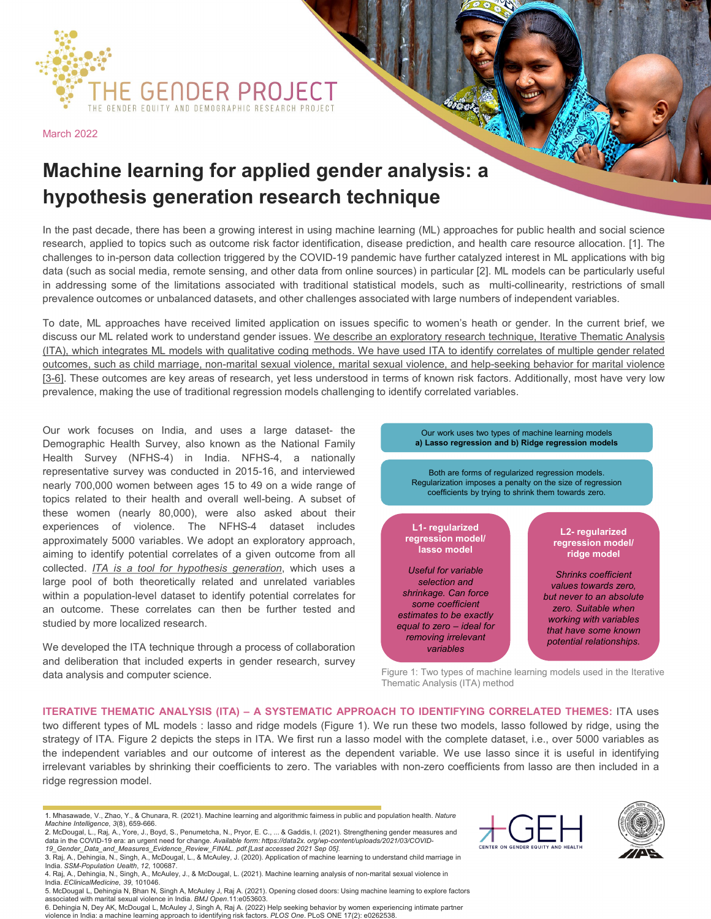THE GENDER PROJECT

THE GENDER EQUITY AND DEMOGRAPHIC RESEARCH PROJECT

March 2022

# Machine learning for applied gender analysis: a hypothesis generation research technique

In the past decade, there has been a growing interest in using machine learning (ML) approaches for public health and social science research, applied to topics such as outcome risk factor identification, disease prediction, and health care resource allocation. [1]. The challenges to in-person data collection triggered by the COVID-19 pandemic have further catalyzed interest in ML applications with big data (such as social media, remote sensing, and other data from online sources) in particular [2]. ML models can be particularly useful in addressing some of the limitations associated with traditional statistical models, such as multi-collinearity, restrictions of small prevalence outcomes or unbalanced datasets, and other challenges associated with large numbers of independent variables.

To date, ML approaches have received limited application on issues specific to women's heath or gender. In the current brief, we discuss our ML related work to understand gender issues. We describe an exploratory research technique, Iterative Thematic Analysis (ITA), which integrates ML models with qualitative coding methods. We have used ITA to identify correlates of multiple gender related outcomes, such as child marriage, non-marital sexual violence, marital sexual violence, and help-seeking behavior for marital violence [3-6]. These outcomes are key areas of research, yet less understood in terms of known risk factors. Additionally, most have very low prevalence, making the use of traditional regression models challenging to identify correlated variables.

Our work focuses on India, and uses a large dataset- the Demographic Health Survey, also known as the National Family Health Survey (NFHS-4) in India. NFHS-4, a nationally representative survey was conducted in 2015-16, and interviewed nearly 700,000 women between ages 15 to 49 on a wide range of topics related to their health and overall well-being. A subset of these women (nearly 80,000), were also asked about their experiences of violence. The NFHS-4 dataset includes approximately 5000 variables. We adopt an exploratory approach, aiming to identify potential correlates of a given outcome from all collected. *ITA is a tool for hypothesis generation*, which uses a large pool of both theoretically related and unrelated variables within a population-level dataset to identify potential correlates for an outcome. These correlates can then be further tested and studied by more localized research.

We developed the ITA technique through a process of collaboration and deliberation that included experts in gender research, survey data analysis and computer science.

Our work uses two types of machine learning models
**a) Lasso regression and b) Ridge regression models**

Both are forms of regularized regression models. Regularization imposes a penalty on the size of regression coefficients by trying to shrink them towards zero.

**L1- regularized regression model/ lasso model**

*Useful for variable selection and shrinkage. Can force some coefficient estimates to be exactly equal to zero – ideal for removing irrelevant variables*

**L2- regularized regression model/ ridge model**

*Shrinks coefficient values towards zero, but never to an absolute zero. Suitable when working with variables that have some known potential relationships.*

Figure 1: Two types of machine learning models used in the Iterative Thematic Analysis (ITA) method

**ITERATIVE THEMATIC ANALYSIS (ITA) – A SYSTEMATIC APPROACH TO IDENTIFYING CORRELATED THEMES:** ITA uses two different types of ML models : lasso and ridge models (Figure 1). We run these two models, lasso followed by ridge, using the strategy of ITA. Figure 2 depicts the steps in ITA. We first run a lasso model with the complete dataset, i.e., over 5000 variables as the independent variables and our outcome of interest as the dependent variable. We use lasso since it is useful in identifying irrelevant variables by shrinking their coefficients to zero. The variables with non-zero coefficients from lasso are then included in a ridge regression model.

---

1. Mhasawade, V., Zhao, Y., & Chunara, R. (2021). Machine learning and algorithmic fairness in public and population health. *Nature Machine Intelligence*, *3*(8), 659-666.
2. McDougal, L., Raj, A., Yore, J., Boyd, S., Penumetcha, N., Pryor, E. C., ... & Gaddis, I. (2021). Strengthening gender measures and data in the COVID-19 era: an urgent need for change. *Available form: https://data2x. org/wp-content/uploads/2021/03/COVID-19_Gender_Data_and_Measures_Evidence_Review_FINAL. pdf.[Last accessed 2021 Sep 05].*
3. Raj, A., Dehingia, N., Singh, A., McDougal, L., & McAuley, J. (2020). Application of machine learning to understand child marriage in India. *SSM-Population Health*, *12*, 100687.
4. Raj, A., Dehingia, N., Singh, A., McAuley, J., & McDougal, L. (2021). Machine learning analysis of non-marital sexual violence in India. *EClinicalMedicine*, *39*, 101046.
5. McDougal L, Dehingia N, Bhan N, Singh A, McAuley J, Raj A. (2021). Opening closed doors: Using machine learning to explore factors associated with marital sexual violence in India. *BMJ Open*.11:e053603.
6. Dehingia N, Dey AK, McDougal L, McAuley J, Singh A, Raj A. (2022) Help seeking behavior by women experiencing intimate partner violence in India: a machine learning approach to identifying risk factors. *PLOS One*. PLoS ONE 17(2): e0262538.

GEH CENTER ON GENDER EQUITY AND HEALTH

IIPS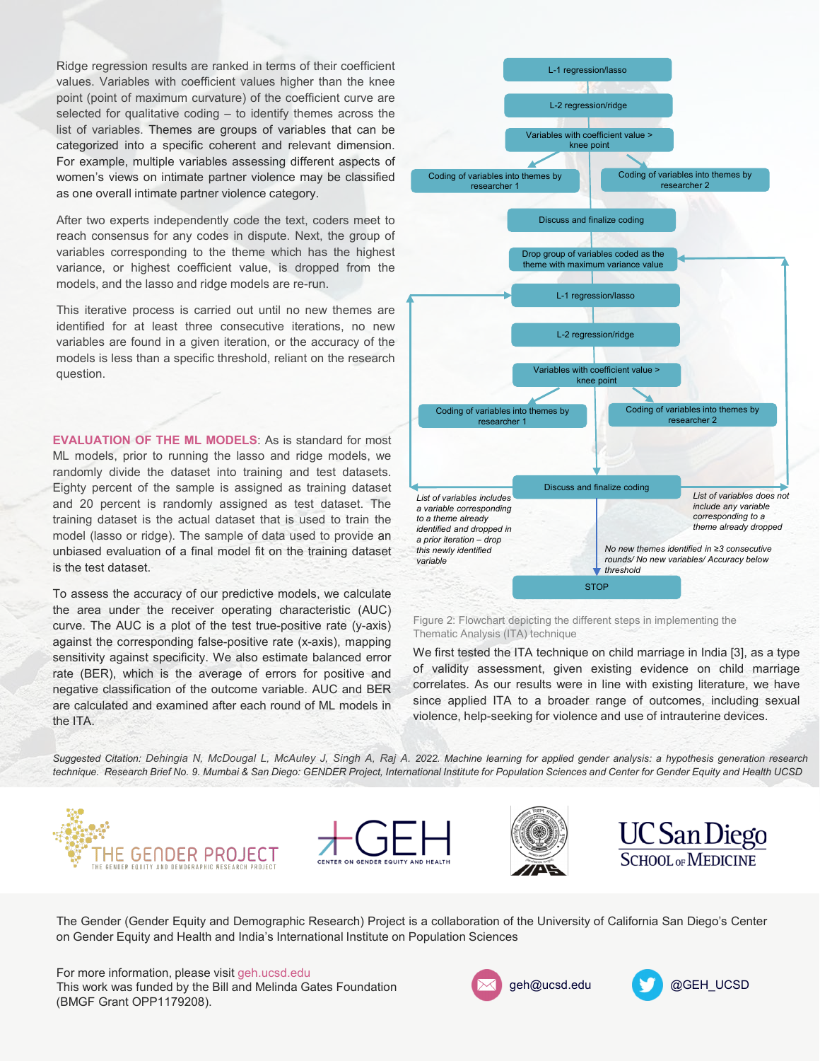Ridge regression results are ranked in terms of their coefficient values. Variables with coefficient values higher than the knee point (point of maximum curvature) of the coefficient curve are selected for qualitative coding – to identify themes across the list of variables. Themes are groups of variables that can be categorized into a specific coherent and relevant dimension. For example, multiple variables assessing different aspects of women's views on intimate partner violence may be classified as one overall intimate partner violence category.

After two experts independently code the text, coders meet to reach consensus for any codes in dispute. Next, the group of variables corresponding to the theme which has the highest variance, or highest coefficient value, is dropped from the models, and the lasso and ridge models are re-run.

This iterative process is carried out until no new themes are identified for at least three consecutive iterations, no new variables are found in a given iteration, or the accuracy of the models is less than a specific threshold, reliant on the research question.

L-1 regression/lasso

L-2 regression/ridge

Variables with coefficient value > knee point

Coding of variables into themes by researcher 1

Coding of variables into themes by researcher 2

Discuss and finalize coding

Drop group of variables coded as the theme with maximum variance value

L-1 regression/lasso

L-2 regression/ridge

Variables with coefficient value > knee point

Coding of variables into themes by researcher 1

Coding of variables into themes by researcher 2

Discuss and finalize coding

*List of variables includes a variable corresponding to a theme already identified and dropped in a prior iteration – drop this newly identified variable*

*List of variables does not include any variable corresponding to a theme already dropped*

*No new themes identified in ≥3 consecutive rounds/ No new variables/ Accuracy below threshold*

STOP

Figure 2: Flowchart depicting the different steps in implementing the Thematic Analysis (ITA) technique

**EVALUATION OF THE ML MODELS**: As is standard for most ML models, prior to running the lasso and ridge models, we randomly divide the dataset into training and test datasets. Eighty percent of the sample is assigned as training dataset and 20 percent is randomly assigned as test dataset. The training dataset is the actual dataset that is used to train the model (lasso or ridge). The sample of data used to provide an unbiased evaluation of a final model fit on the training dataset is the test dataset.

To assess the accuracy of our predictive models, we calculate the area under the receiver operating characteristic (AUC) curve. The AUC is a plot of the test true-positive rate (y-axis) against the corresponding false-positive rate (x-axis), mapping sensitivity against specificity. We also estimate balanced error rate (BER), which is the average of errors for positive and negative classification of the outcome variable. AUC and BER are calculated and examined after each round of ML models in the ITA.

We first tested the ITA technique on child marriage in India [3], as a type of validity assessment, given existing evidence on child marriage correlates. As our results were in line with existing literature, we have since applied ITA to a broader range of outcomes, including sexual violence, help-seeking for violence and use of intrauterine devices.

*Suggested Citation: Dehingia N, McDougal L, McAuley J, Singh A, Raj A. 2022. Machine learning for applied gender analysis: a hypothesis generation research technique. Research Brief No. 9. Mumbai & San Diego: GENDER Project, International Institute for Population Sciences and Center for Gender Equity and Health UCSD*

THE GENDER PROJECT
THE GENDER EQUITY AND DEMOGRAPHIC RESEARCH PROJECT

GEH
CENTER ON GENDER EQUITY AND HEALTH

IIPS

UC San Diego
SCHOOL OF MEDICINE

The Gender (Gender Equity and Demographic Research) Project is a collaboration of the University of California San Diego's Center on Gender Equity and Health and India's International Institute on Population Sciences

For more information, please visit geh.ucsd.edu
This work was funded by the Bill and Melinda Gates Foundation (BMGF Grant OPP1179208).

geh@ucsd.edu

@GEH_UCSD